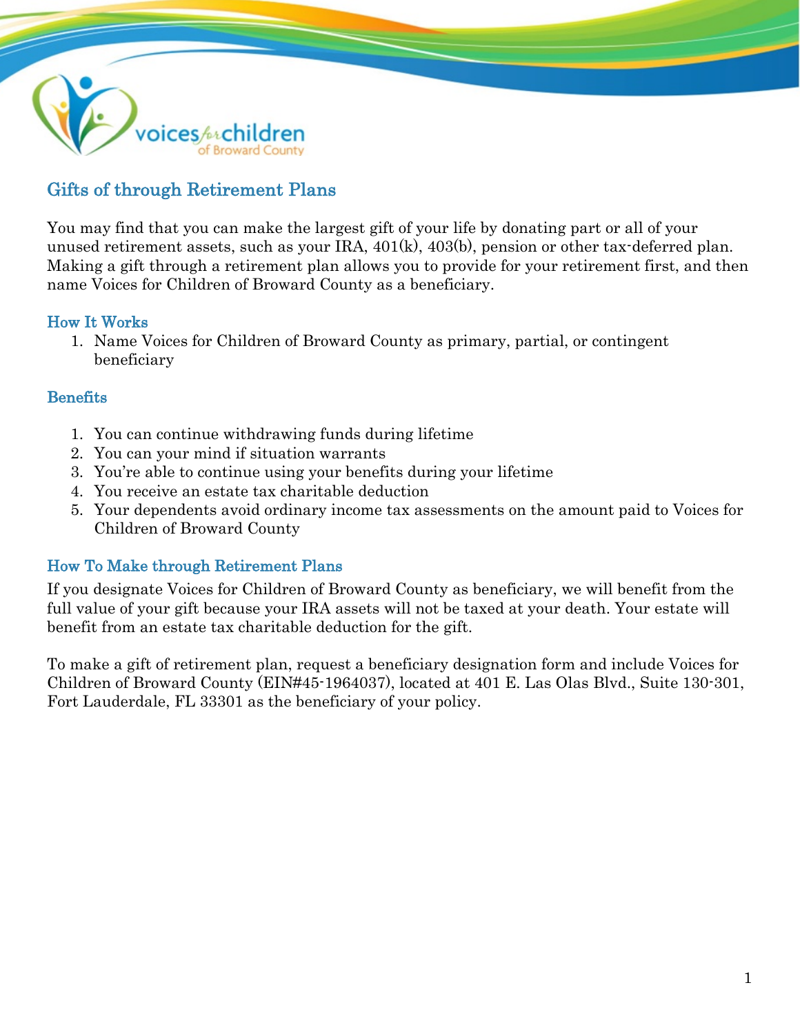voices for children of Broward County

## Gifts of through Retirement Plans

You may find that you can make the largest gift of your life by donating part or all of your unused retirement assets, such as your IRA, 401(k), 403(b), pension or other tax-deferred plan. Making a gift through a retirement plan allows you to provide for your retirement first, and then name Voices for Children of Broward County as a beneficiary.

### How It Works

1. Name Voices for Children of Broward County as primary, partial, or contingent beneficiary

### Benefits

1. You can continue withdrawing funds during lifetime
2. You can your mind if situation warrants
3. You're able to continue using your benefits during your lifetime
4. You receive an estate tax charitable deduction
5. Your dependents avoid ordinary income tax assessments on the amount paid to Voices for Children of Broward County

### How To Make through Retirement Plans

If you designate Voices for Children of Broward County as beneficiary, we will benefit from the full value of your gift because your IRA assets will not be taxed at your death. Your estate will benefit from an estate tax charitable deduction for the gift.

To make a gift of retirement plan, request a beneficiary designation form and include Voices for Children of Broward County (EIN#45-1964037), located at 401 E. Las Olas Blvd., Suite 130-301, Fort Lauderdale, FL 33301 as the beneficiary of your policy.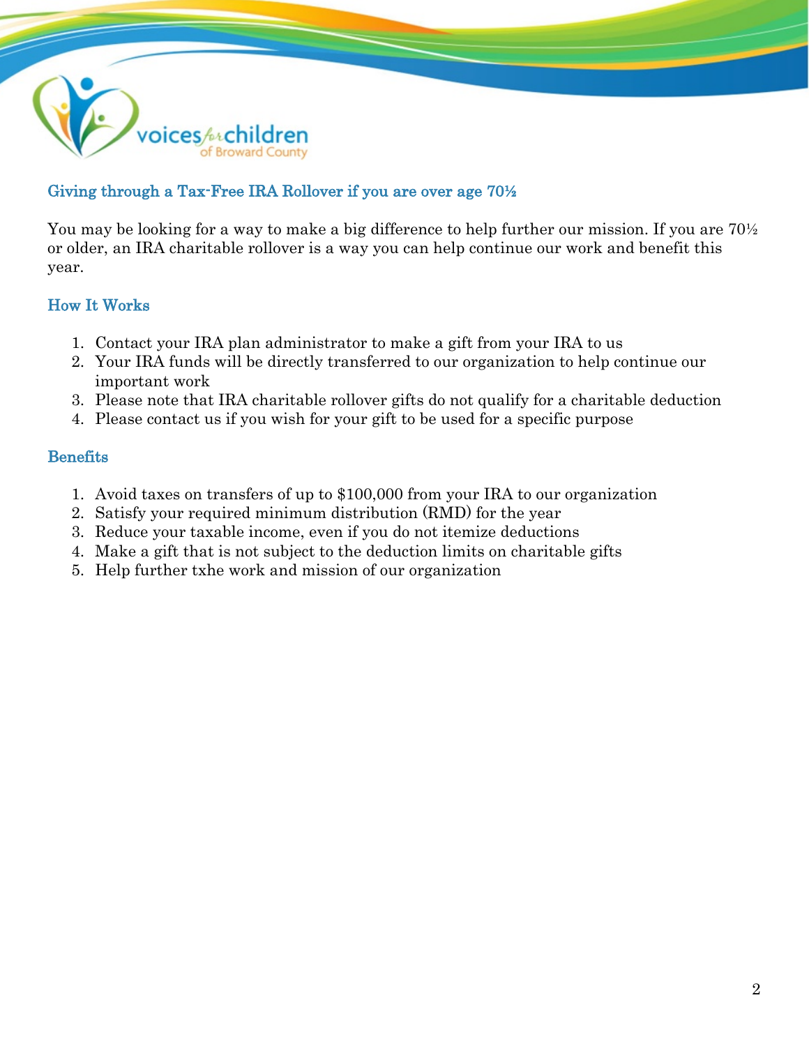## Giving through a Tax-Free IRA Rollover if you are over age 70½

You may be looking for a way to make a big difference to help further our mission. If you are 70½ or older, an IRA charitable rollover is a way you can help continue our work and benefit this year.

### How It Works

1. Contact your IRA plan administrator to make a gift from your IRA to us
2. Your IRA funds will be directly transferred to our organization to help continue our important work
3. Please note that IRA charitable rollover gifts do not qualify for a charitable deduction
4. Please contact us if you wish for your gift to be used for a specific purpose

### Benefits

1. Avoid taxes on transfers of up to $100,000 from your IRA to our organization
2. Satisfy your required minimum distribution (RMD) for the year
3. Reduce your taxable income, even if you do not itemize deductions
4. Make a gift that is not subject to the deduction limits on charitable gifts
5. Help further txhe work and mission of our organization